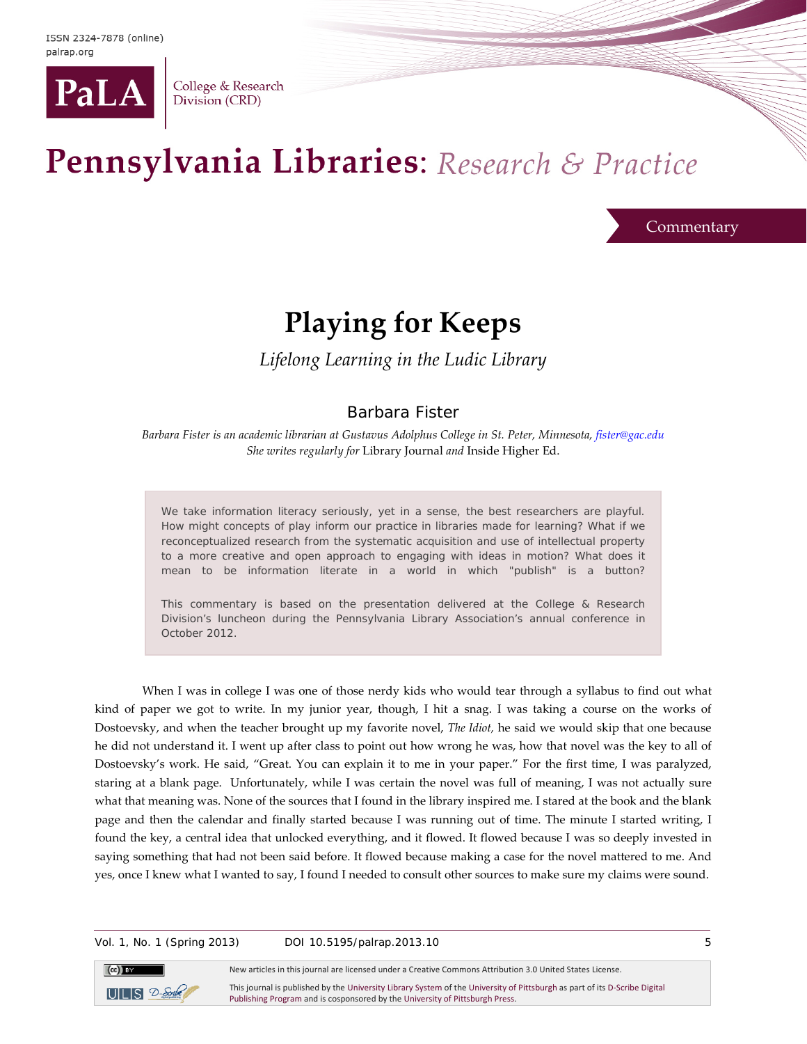ISSN 2324-7878 (online)
palrap.org

PaLA College & Research Division (CRD)

# Pennsylvania Libraries: *Research & Practice*

Commentary

## Playing for Keeps

*Lifelong Learning in the Ludic Library*

### Barbara Fister

*Barbara Fister is an academic librarian at Gustavus Adolphus College in St. Peter, Minnesota, fister@gac.edu*
*She writes regularly for* Library Journal *and* Inside Higher Ed.

> We take information literacy seriously, yet in a sense, the best researchers are playful. How might concepts of play inform our practice in libraries made for learning? What if we reconceptualized research from the systematic acquisition and use of intellectual property to a more creative and open approach to engaging with ideas in motion? What does it mean to be information literate in a world in which "publish" is a button?
>
> This commentary is based on the presentation delivered at the College & Research Division's luncheon during the Pennsylvania Library Association's annual conference in October 2012.

When I was in college I was one of those nerdy kids who would tear through a syllabus to find out what kind of paper we got to write. In my junior year, though, I hit a snag. I was taking a course on the works of Dostoevsky, and when the teacher brought up my favorite novel, *The Idiot,* he said we would skip that one because he did not understand it. I went up after class to point out how wrong he was, how that novel was the key to all of Dostoevsky's work. He said, "Great. You can explain it to me in your paper." For the first time, I was paralyzed, staring at a blank page. Unfortunately, while I was certain the novel was full of meaning, I was not actually sure what that meaning was. None of the sources that I found in the library inspired me. I stared at the book and the blank page and then the calendar and finally started because I was running out of time. The minute I started writing, I found the key, a central idea that unlocked everything, and it flowed. It flowed because I was so deeply invested in saying something that had not been said before. It flowed because making a case for the novel mattered to me. And yes, once I knew what I wanted to say, I found I needed to consult other sources to make sure my claims were sound.

New articles in this journal are licensed under a Creative Commons Attribution 3.0 United States License.

This journal is published by the University Library System of the University of Pittsburgh as part of its D-Scribe Digital Publishing Program and is cosponsored by the University of Pittsburgh Press.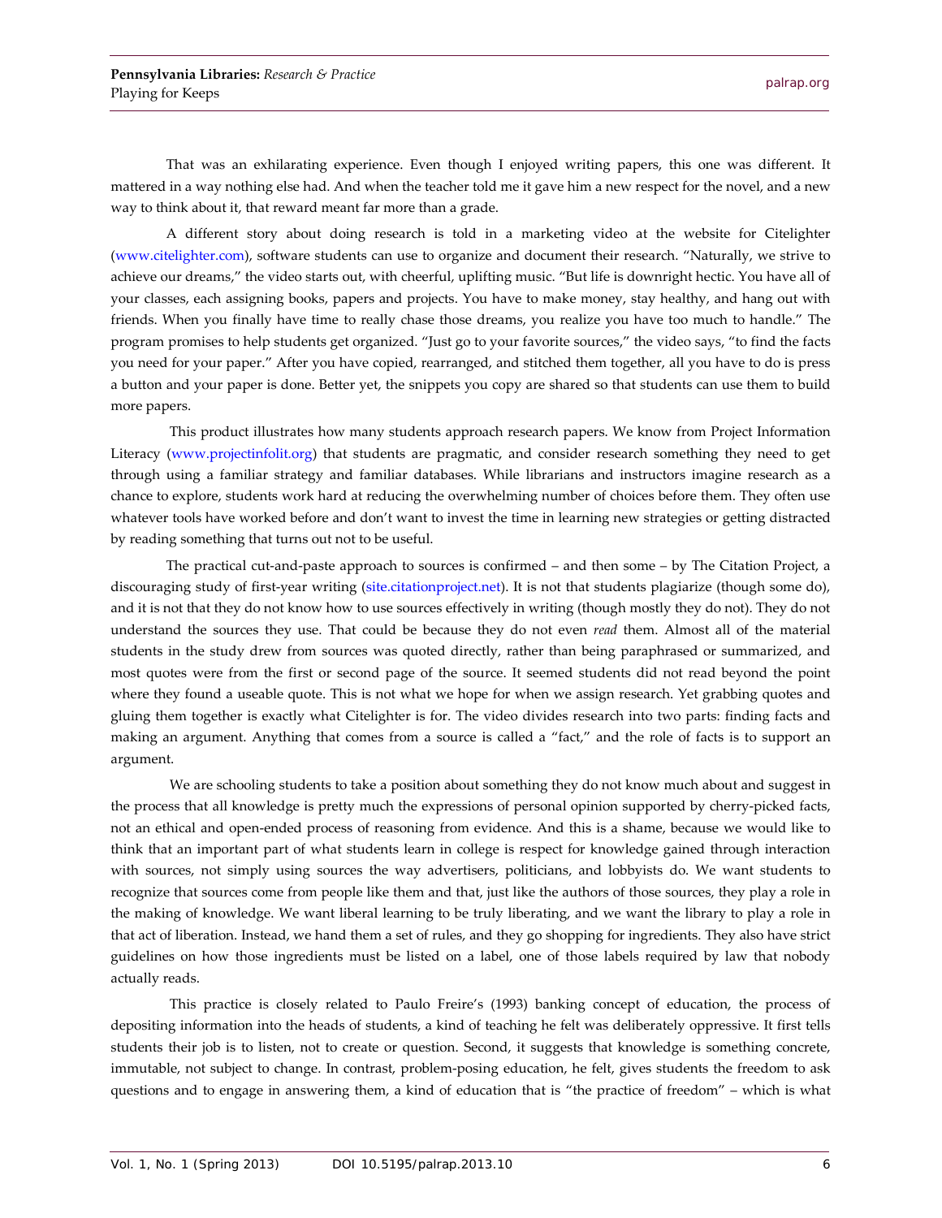That was an exhilarating experience. Even though I enjoyed writing papers, this one was different. It mattered in a way nothing else had. And when the teacher told me it gave him a new respect for the novel, and a new way to think about it, that reward meant far more than a grade.

A different story about doing research is told in a marketing video at the website for Citelighter (www.citelighter.com), software students can use to organize and document their research. "Naturally, we strive to achieve our dreams," the video starts out, with cheerful, uplifting music. "But life is downright hectic. You have all of your classes, each assigning books, papers and projects. You have to make money, stay healthy, and hang out with friends. When you finally have time to really chase those dreams, you realize you have too much to handle." The program promises to help students get organized. "Just go to your favorite sources," the video says, "to find the facts you need for your paper." After you have copied, rearranged, and stitched them together, all you have to do is press a button and your paper is done. Better yet, the snippets you copy are shared so that students can use them to build more papers.

This product illustrates how many students approach research papers. We know from Project Information Literacy (www.projectinfolit.org) that students are pragmatic, and consider research something they need to get through using a familiar strategy and familiar databases. While librarians and instructors imagine research as a chance to explore, students work hard at reducing the overwhelming number of choices before them. They often use whatever tools have worked before and don't want to invest the time in learning new strategies or getting distracted by reading something that turns out not to be useful.

The practical cut-and-paste approach to sources is confirmed – and then some – by The Citation Project, a discouraging study of first-year writing (site.citationproject.net). It is not that students plagiarize (though some do), and it is not that they do not know how to use sources effectively in writing (though mostly they do not). They do not understand the sources they use. That could be because they do not even *read* them. Almost all of the material students in the study drew from sources was quoted directly, rather than being paraphrased or summarized, and most quotes were from the first or second page of the source. It seemed students did not read beyond the point where they found a useable quote. This is not what we hope for when we assign research. Yet grabbing quotes and gluing them together is exactly what Citelighter is for. The video divides research into two parts: finding facts and making an argument. Anything that comes from a source is called a "fact," and the role of facts is to support an argument.

We are schooling students to take a position about something they do not know much about and suggest in the process that all knowledge is pretty much the expressions of personal opinion supported by cherry-picked facts, not an ethical and open-ended process of reasoning from evidence. And this is a shame, because we would like to think that an important part of what students learn in college is respect for knowledge gained through interaction with sources, not simply using sources the way advertisers, politicians, and lobbyists do. We want students to recognize that sources come from people like them and that, just like the authors of those sources, they play a role in the making of knowledge. We want liberal learning to be truly liberating, and we want the library to play a role in that act of liberation. Instead, we hand them a set of rules, and they go shopping for ingredients. They also have strict guidelines on how those ingredients must be listed on a label, one of those labels required by law that nobody actually reads.

This practice is closely related to Paulo Freire's (1993) banking concept of education, the process of depositing information into the heads of students, a kind of teaching he felt was deliberately oppressive. It first tells students their job is to listen, not to create or question. Second, it suggests that knowledge is something concrete, immutable, not subject to change. In contrast, problem-posing education, he felt, gives students the freedom to ask questions and to engage in answering them, a kind of education that is "the practice of freedom" – which is what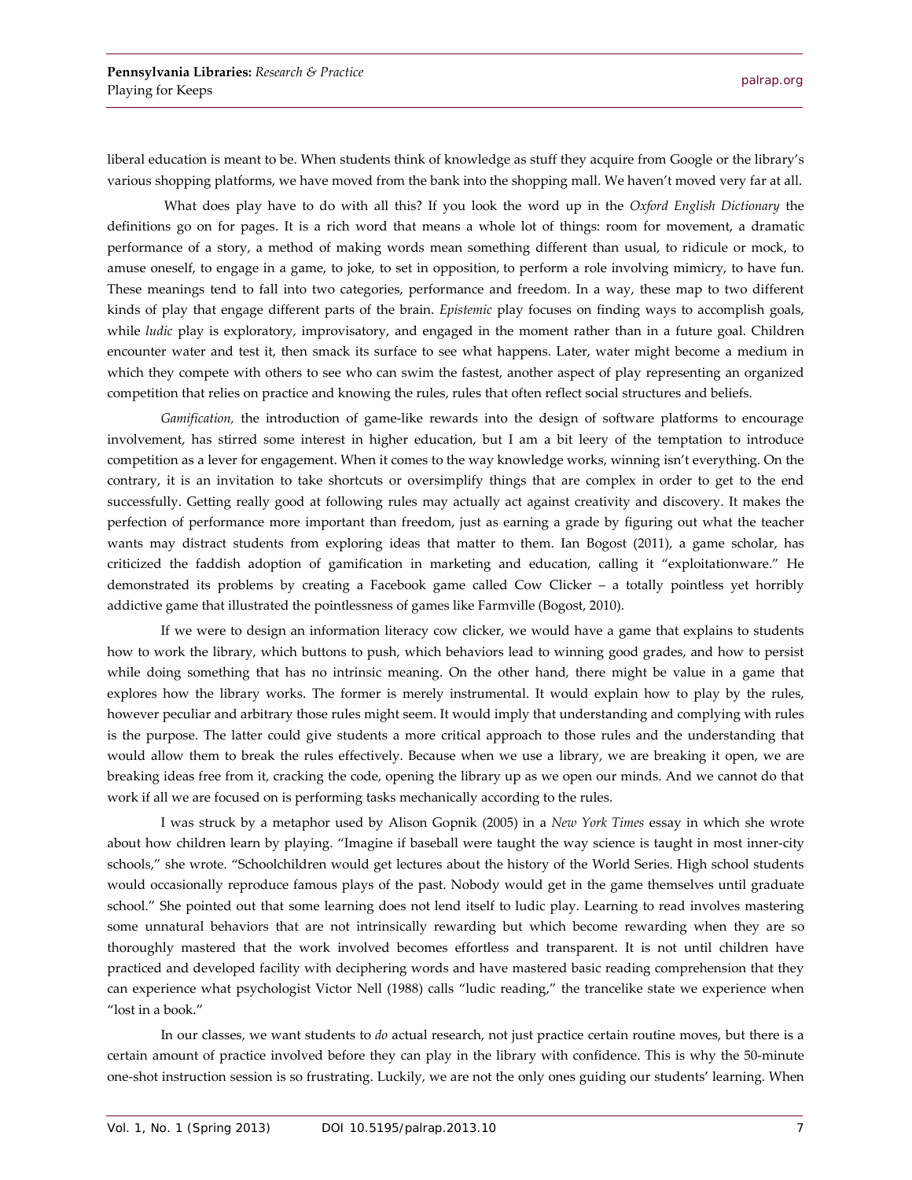liberal education is meant to be. When students think of knowledge as stuff they acquire from Google or the library's various shopping platforms, we have moved from the bank into the shopping mall. We haven't moved very far at all.

What does play have to do with all this? If you look the word up in the *Oxford English Dictionary* the definitions go on for pages. It is a rich word that means a whole lot of things: room for movement, a dramatic performance of a story, a method of making words mean something different than usual, to ridicule or mock, to amuse oneself, to engage in a game, to joke, to set in opposition, to perform a role involving mimicry, to have fun. These meanings tend to fall into two categories, performance and freedom. In a way, these map to two different kinds of play that engage different parts of the brain. *Epistemic* play focuses on finding ways to accomplish goals, while *ludic* play is exploratory, improvisatory, and engaged in the moment rather than in a future goal. Children encounter water and test it, then smack its surface to see what happens. Later, water might become a medium in which they compete with others to see who can swim the fastest, another aspect of play representing an organized competition that relies on practice and knowing the rules, rules that often reflect social structures and beliefs.

*Gamification,* the introduction of game-like rewards into the design of software platforms to encourage involvement, has stirred some interest in higher education, but I am a bit leery of the temptation to introduce competition as a lever for engagement. When it comes to the way knowledge works, winning isn't everything. On the contrary, it is an invitation to take shortcuts or oversimplify things that are complex in order to get to the end successfully. Getting really good at following rules may actually act against creativity and discovery. It makes the perfection of performance more important than freedom, just as earning a grade by figuring out what the teacher wants may distract students from exploring ideas that matter to them. Ian Bogost (2011), a game scholar, has criticized the faddish adoption of gamification in marketing and education, calling it "exploitationware." He demonstrated its problems by creating a Facebook game called Cow Clicker – a totally pointless yet horribly addictive game that illustrated the pointlessness of games like Farmville (Bogost, 2010).

If we were to design an information literacy cow clicker, we would have a game that explains to students how to work the library, which buttons to push, which behaviors lead to winning good grades, and how to persist while doing something that has no intrinsic meaning. On the other hand, there might be value in a game that explores how the library works. The former is merely instrumental. It would explain how to play by the rules, however peculiar and arbitrary those rules might seem. It would imply that understanding and complying with rules is the purpose. The latter could give students a more critical approach to those rules and the understanding that would allow them to break the rules effectively. Because when we use a library, we are breaking it open, we are breaking ideas free from it, cracking the code, opening the library up as we open our minds. And we cannot do that work if all we are focused on is performing tasks mechanically according to the rules.

I was struck by a metaphor used by Alison Gopnik (2005) in a *New York Times* essay in which she wrote about how children learn by playing. "Imagine if baseball were taught the way science is taught in most inner-city schools," she wrote. "Schoolchildren would get lectures about the history of the World Series. High school students would occasionally reproduce famous plays of the past. Nobody would get in the game themselves until graduate school." She pointed out that some learning does not lend itself to ludic play. Learning to read involves mastering some unnatural behaviors that are not intrinsically rewarding but which become rewarding when they are so thoroughly mastered that the work involved becomes effortless and transparent. It is not until children have practiced and developed facility with deciphering words and have mastered basic reading comprehension that they can experience what psychologist Victor Nell (1988) calls "ludic reading," the trancelike state we experience when "lost in a book."

In our classes, we want students to *do* actual research, not just practice certain routine moves, but there is a certain amount of practice involved before they can play in the library with confidence. This is why the 50-minute one-shot instruction session is so frustrating. Luckily, we are not the only ones guiding our students' learning. When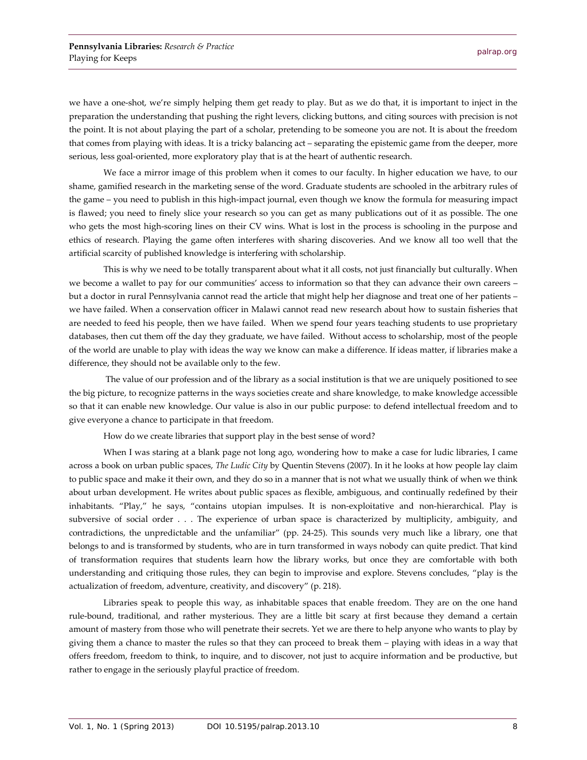we have a one-shot, we're simply helping them get ready to play. But as we do that, it is important to inject in the preparation the understanding that pushing the right levers, clicking buttons, and citing sources with precision is not the point. It is not about playing the part of a scholar, pretending to be someone you are not. It is about the freedom that comes from playing with ideas. It is a tricky balancing act – separating the epistemic game from the deeper, more serious, less goal-oriented, more exploratory play that is at the heart of authentic research.

We face a mirror image of this problem when it comes to our faculty. In higher education we have, to our shame, gamified research in the marketing sense of the word. Graduate students are schooled in the arbitrary rules of the game – you need to publish in this high-impact journal, even though we know the formula for measuring impact is flawed; you need to finely slice your research so you can get as many publications out of it as possible. The one who gets the most high-scoring lines on their CV wins. What is lost in the process is schooling in the purpose and ethics of research. Playing the game often interferes with sharing discoveries. And we know all too well that the artificial scarcity of published knowledge is interfering with scholarship.

This is why we need to be totally transparent about what it all costs, not just financially but culturally. When we become a wallet to pay for our communities' access to information so that they can advance their own careers – but a doctor in rural Pennsylvania cannot read the article that might help her diagnose and treat one of her patients – we have failed. When a conservation officer in Malawi cannot read new research about how to sustain fisheries that are needed to feed his people, then we have failed. When we spend four years teaching students to use proprietary databases, then cut them off the day they graduate, we have failed. Without access to scholarship, most of the people of the world are unable to play with ideas the way we know can make a difference. If ideas matter, if libraries make a difference, they should not be available only to the few.

The value of our profession and of the library as a social institution is that we are uniquely positioned to see the big picture, to recognize patterns in the ways societies create and share knowledge, to make knowledge accessible so that it can enable new knowledge. Our value is also in our public purpose: to defend intellectual freedom and to give everyone a chance to participate in that freedom.

How do we create libraries that support play in the best sense of word?

When I was staring at a blank page not long ago, wondering how to make a case for ludic libraries, I came across a book on urban public spaces, *The Ludic City* by Quentin Stevens (2007). In it he looks at how people lay claim to public space and make it their own, and they do so in a manner that is not what we usually think of when we think about urban development. He writes about public spaces as flexible, ambiguous, and continually redefined by their inhabitants. "Play," he says, "contains utopian impulses. It is non-exploitative and non-hierarchical. Play is subversive of social order . . . The experience of urban space is characterized by multiplicity, ambiguity, and contradictions, the unpredictable and the unfamiliar" (pp. 24-25). This sounds very much like a library, one that belongs to and is transformed by students, who are in turn transformed in ways nobody can quite predict. That kind of transformation requires that students learn how the library works, but once they are comfortable with both understanding and critiquing those rules, they can begin to improvise and explore. Stevens concludes, "play is the actualization of freedom, adventure, creativity, and discovery" (p. 218).

Libraries speak to people this way, as inhabitable spaces that enable freedom. They are on the one hand rule-bound, traditional, and rather mysterious. They are a little bit scary at first because they demand a certain amount of mastery from those who will penetrate their secrets. Yet we are there to help anyone who wants to play by giving them a chance to master the rules so that they can proceed to break them – playing with ideas in a way that offers freedom, freedom to think, to inquire, and to discover, not just to acquire information and be productive, but rather to engage in the seriously playful practice of freedom.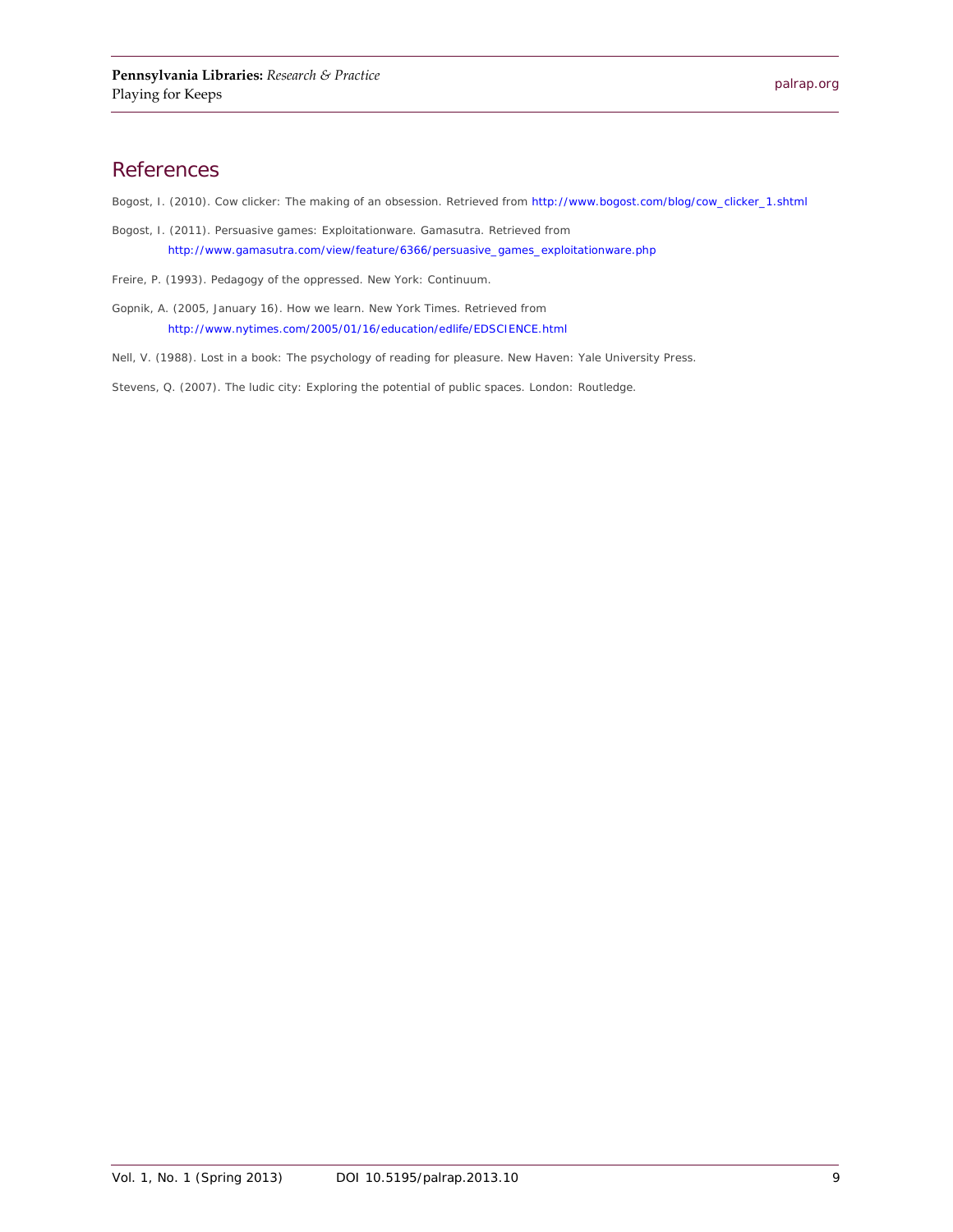## References

Bogost, I. (2010). Cow clicker: The making of an obsession. Retrieved from http://www.bogost.com/blog/cow_clicker_1.shtml

Bogost, I. (2011). Persuasive games: Exploitationware. Gamasutra. Retrieved from http://www.gamasutra.com/view/feature/6366/persuasive_games_exploitationware.php

Freire, P. (1993). Pedagogy of the oppressed. New York: Continuum.

Gopnik, A. (2005, January 16). How we learn. New York Times. Retrieved from http://www.nytimes.com/2005/01/16/education/edlife/EDSCIENCE.html

Nell, V. (1988). Lost in a book: The psychology of reading for pleasure. New Haven: Yale University Press.

Stevens, Q. (2007). The ludic city: Exploring the potential of public spaces. London: Routledge.